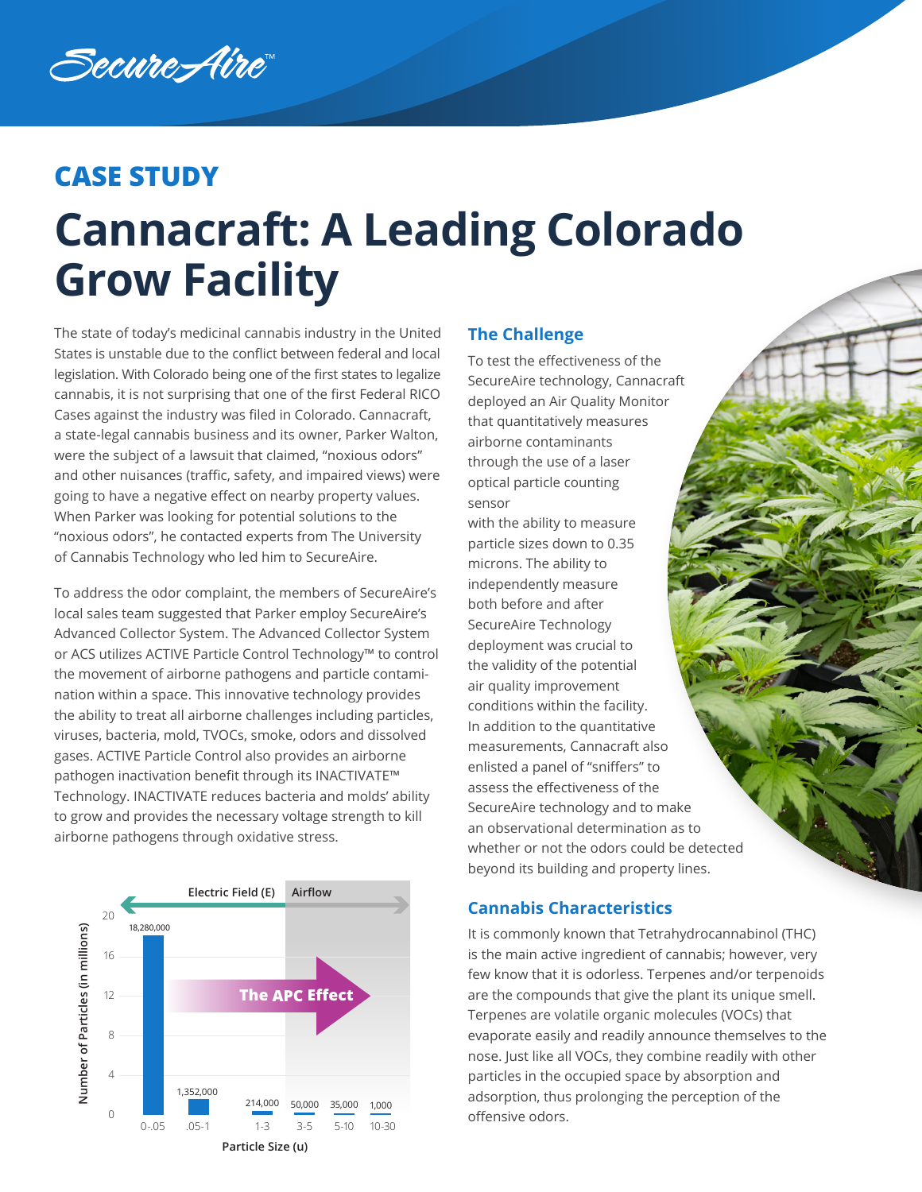SecureAire™

## CASE STUDY

# Cannacraft: A Leading Colorado Grow Facility

The state of today's medicinal cannabis industry in the United States is unstable due to the conflict between federal and local legislation. With Colorado being one of the first states to legalize cannabis, it is not surprising that one of the first Federal RICO Cases against the industry was filed in Colorado. Cannacraft, a state-legal cannabis business and its owner, Parker Walton, were the subject of a lawsuit that claimed, "noxious odors" and other nuisances (traffic, safety, and impaired views) were going to have a negative effect on nearby property values. When Parker was looking for potential solutions to the "noxious odors", he contacted experts from The University of Cannabis Technology who led him to SecureAire.

To address the odor complaint, the members of SecureAire's local sales team suggested that Parker employ SecureAire's Advanced Collector System. The Advanced Collector System or ACS utilizes ACTIVE Particle Control Technology™ to control the movement of airborne pathogens and particle contamination within a space. This innovative technology provides the ability to treat all airborne challenges including particles, viruses, bacteria, mold, TVOCs, smoke, odors and dissolved gases. ACTIVE Particle Control also provides an airborne pathogen inactivation benefit through its INACTIVATE™ Technology. INACTIVATE reduces bacteria and molds' ability to grow and provides the necessary voltage strength to kill airborne pathogens through oxidative stress.

| Particle Size (u) | Number of Particles |
|---|---|
| 0-.05 | 18,280,000 |
| .05-1 | 1,352,000 |
| 1-3 | 214,000 |
| 3-5 | 50,000 |
| 5-10 | 35,000 |
| 10-30 | 1,000 |

Electric Field (E) | Airflow | The APC Effect

## The Challenge

To test the effectiveness of the SecureAire technology, Cannacraft deployed an Air Quality Monitor that quantitatively measures airborne contaminants through the use of a laser optical particle counting sensor with the ability to measure particle sizes down to 0.35 microns. The ability to independently measure both before and after SecureAire Technology deployment was crucial to the validity of the potential air quality improvement conditions within the facility. In addition to the quantitative measurements, Cannacraft also enlisted a panel of "sniffers" to assess the effectiveness of the SecureAire technology and to make an observational determination as to whether or not the odors could be detected beyond its building and property lines.

## Cannabis Characteristics

It is commonly known that Tetrahydrocannabinol (THC) is the main active ingredient of cannabis; however, very few know that it is odorless. Terpenes and/or terpenoids are the compounds that give the plant its unique smell. Terpenes are volatile organic molecules (VOCs) that evaporate easily and readily announce themselves to the nose. Just like all VOCs, they combine readily with other particles in the occupied space by absorption and adsorption, thus prolonging the perception of the offensive odors.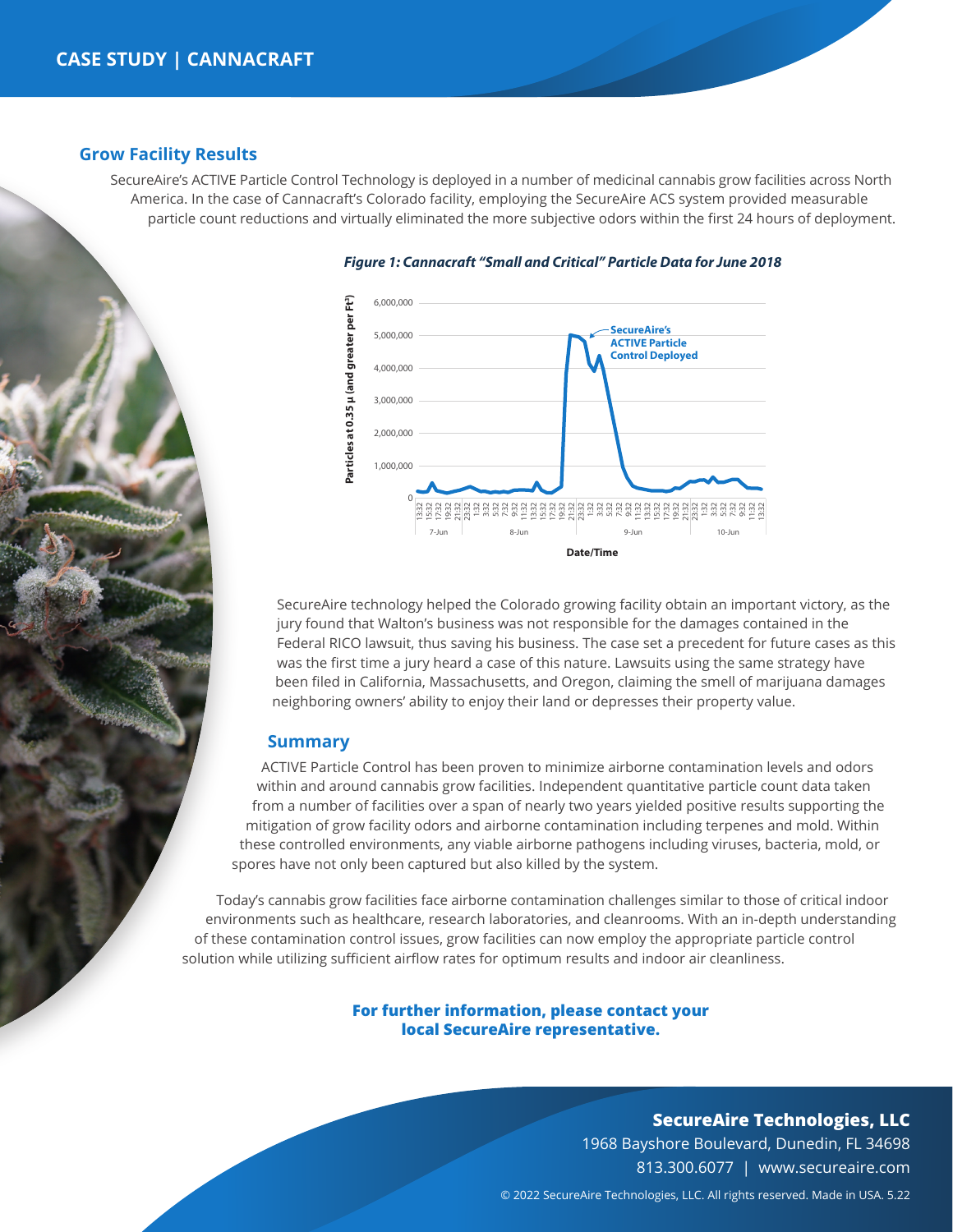# CASE STUDY | CANNACRAFT

## Grow Facility Results

SecureAire's ACTIVE Particle Control Technology is deployed in a number of medicinal cannabis grow facilities across North America. In the case of Cannacraft's Colorado facility, employing the SecureAire ACS system provided measurable particle count reductions and virtually eliminated the more subjective odors within the first 24 hours of deployment.

***Figure 1: Cannacraft "Small and Critical" Particle Data for June 2018***

Particles at 0.35 μ (and greater per Ft³)

6,000,000
5,000,000
4,000,000
3,000,000
2,000,000
1,000,000
0

SecureAire's ACTIVE Particle Control Deployed

7-Jun
8-Jun
9-Jun
10-Jun

Date/Time

SecureAire technology helped the Colorado growing facility obtain an important victory, as the jury found that Walton's business was not responsible for the damages contained in the Federal RICO lawsuit, thus saving his business. The case set a precedent for future cases as this was the first time a jury heard a case of this nature. Lawsuits using the same strategy have been filed in California, Massachusetts, and Oregon, claiming the smell of marijuana damages neighboring owners' ability to enjoy their land or depresses their property value.

## Summary

ACTIVE Particle Control has been proven to minimize airborne contamination levels and odors within and around cannabis grow facilities. Independent quantitative particle count data taken from a number of facilities over a span of nearly two years yielded positive results supporting the mitigation of grow facility odors and airborne contamination including terpenes and mold. Within these controlled environments, any viable airborne pathogens including viruses, bacteria, mold, or spores have not only been captured but also killed by the system.

Today's cannabis grow facilities face airborne contamination challenges similar to those of critical indoor environments such as healthcare, research laboratories, and cleanrooms. With an in-depth understanding of these contamination control issues, grow facilities can now employ the appropriate particle control solution while utilizing sufficient airflow rates for optimum results and indoor air cleanliness.

**For further information, please contact your local SecureAire representative.**

**SecureAire Technologies, LLC**
1968 Bayshore Boulevard, Dunedin, FL 34698
813.300.6077 | www.secureaire.com

© 2022 SecureAire Technologies, LLC. All rights reserved. Made in USA. 5.22